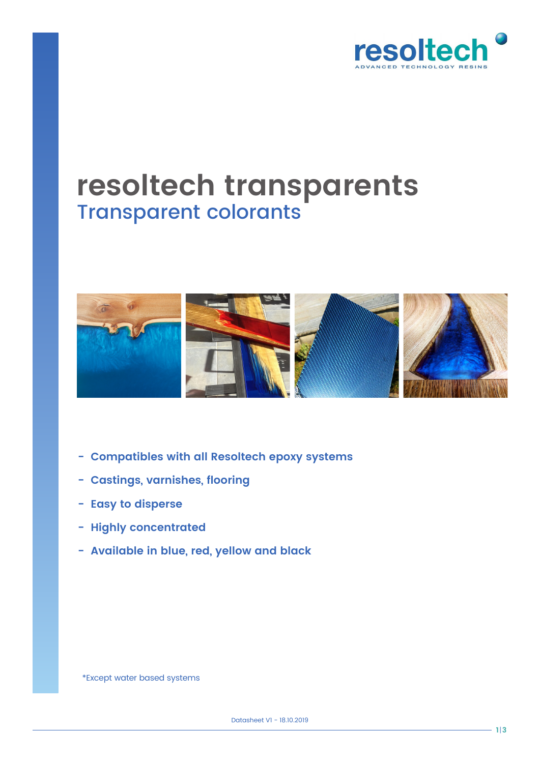# resoltech transparents

## Transparent colorants

- Compatibles with all Resoltech epoxy systems
- Castings, varnishes, flooring
- Easy to disperse
- Highly concentrated
- Available in blue, red, yellow and black

*Except water based systems

Datasheet V1 - 18.10.2019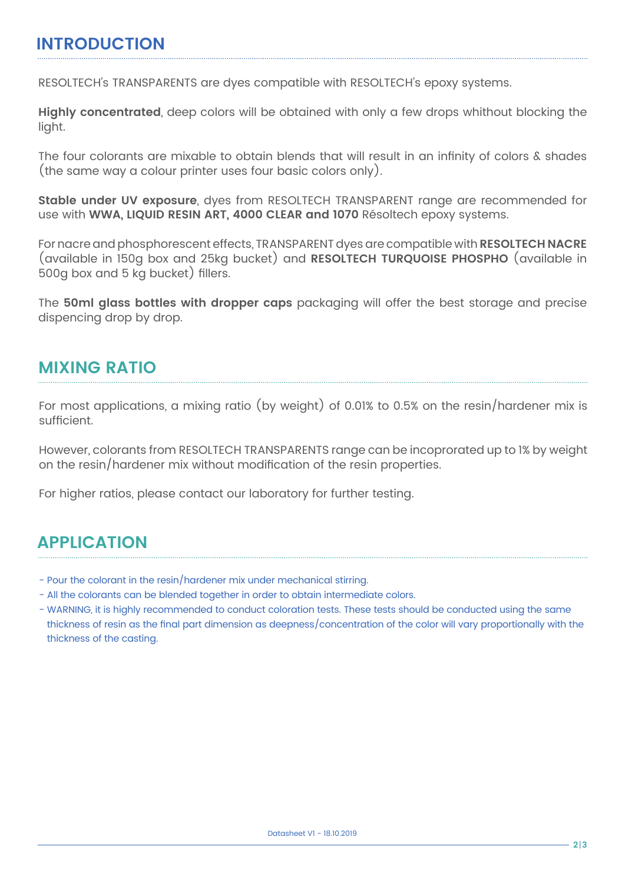## INTRODUCTION

RESOLTECH's TRANSPARENTS are dyes compatible with RESOLTECH's epoxy systems.

**Highly concentrated**, deep colors will be obtained with only a few drops whithout blocking the light.

The four colorants are mixable to obtain blends that will result in an infinity of colors & shades (the same way a colour printer uses four basic colors only).

**Stable under UV exposure**, dyes from RESOLTECH TRANSPARENT range are recommended for use with **WWA, LIQUID RESIN ART, 4000 CLEAR and 1070** Résoltech epoxy systems.

For nacre and phosphorescent effects, TRANSPARENT dyes are compatible with **RESOLTECH NACRE** (available in 150g box and 25kg bucket) and **RESOLTECH TURQUOISE PHOSPHO** (available in 500g box and 5 kg bucket) fillers.

The **50ml glass bottles with dropper caps** packaging will offer the best storage and precise dispencing drop by drop.

## MIXING RATIO

For most applications, a mixing ratio (by weight) of 0.01% to 0.5% on the resin/hardener mix is sufficient.

However, colorants from RESOLTECH TRANSPARENTS range can be incoprorated up to 1% by weight on the resin/hardener mix without modification of the resin properties.

For higher ratios, please contact our laboratory for further testing.

## APPLICATION

- Pour the colorant in the resin/hardener mix under mechanical stirring.
- All the colorants can be blended together in order to obtain intermediate colors.
- WARNING, it is highly recommended to conduct coloration tests. These tests should be conducted using the same thickness of resin as the final part dimension as deepness/concentration of the color will vary proportionally with the thickness of the casting.

Datasheet V1 - 18.10.2019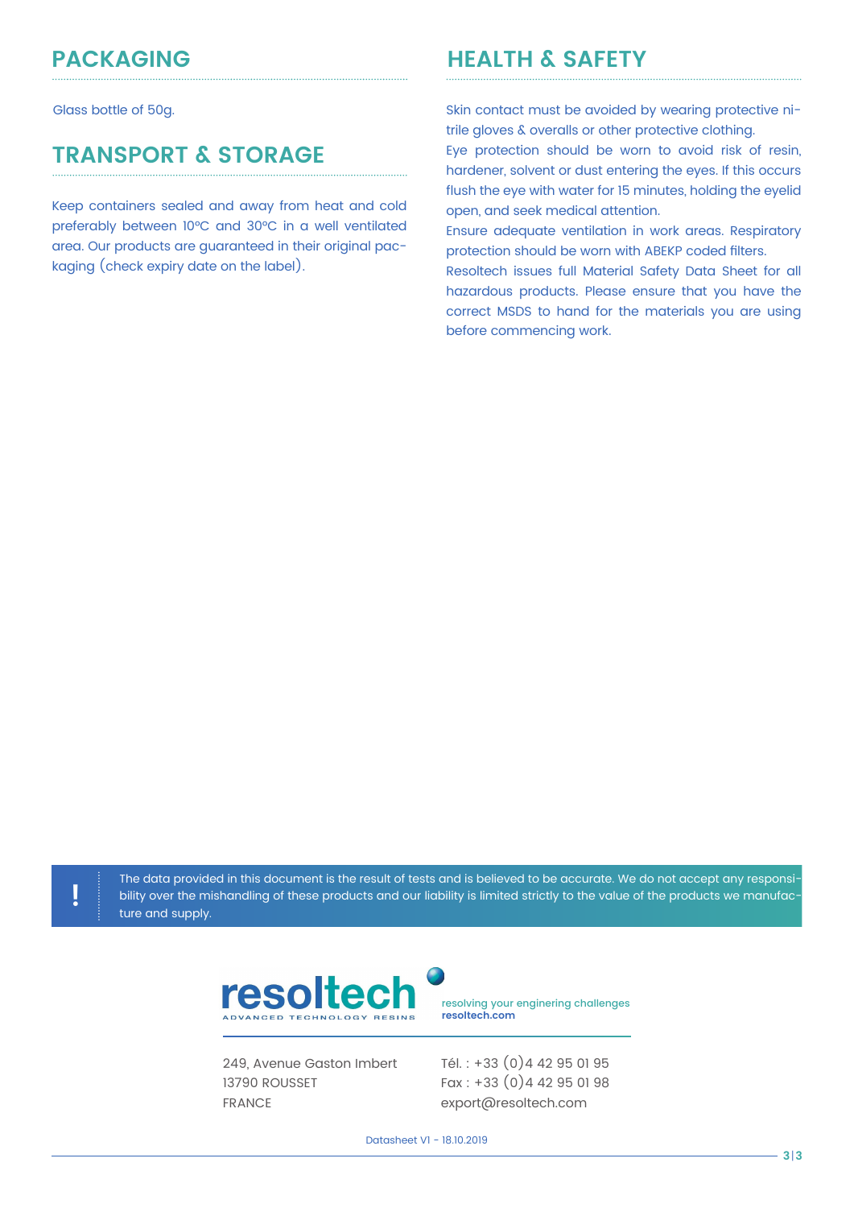## PACKAGING

Glass bottle of 50g.

## TRANSPORT & STORAGE

Keep containers sealed and away from heat and cold preferably between 10°C and 30°C in a well ventilated area. Our products are guaranteed in their original packaging (check expiry date on the label).

## HEALTH & SAFETY

Skin contact must be avoided by wearing protective nitrile gloves & overalls or other protective clothing.
Eye protection should be worn to avoid risk of resin, hardener, solvent or dust entering the eyes. If this occurs flush the eye with water for 15 minutes, holding the eyelid open, and seek medical attention.
Ensure adequate ventilation in work areas. Respiratory protection should be worn with ABEKP coded filters.
Resoltech issues full Material Safety Data Sheet for all hazardous products. Please ensure that you have the correct MSDS to hand for the materials you are using before commencing work.

! The data provided in this document is the result of tests and is believed to be accurate. We do not accept any responsibility over the mishandling of these products and our liability is limited strictly to the value of the products we manufacture and supply.

resoltech
ADVANCED TECHNOLOGY RESINS

resolving your enginering challenges
resoltech.com

249, Avenue Gaston Imbert
13790 ROUSSET
FRANCE

Tél. : +33 (0)4 42 95 01 95
Fax : +33 (0)4 42 95 01 98
export@resoltech.com

Datasheet V1 - 18.10.2019